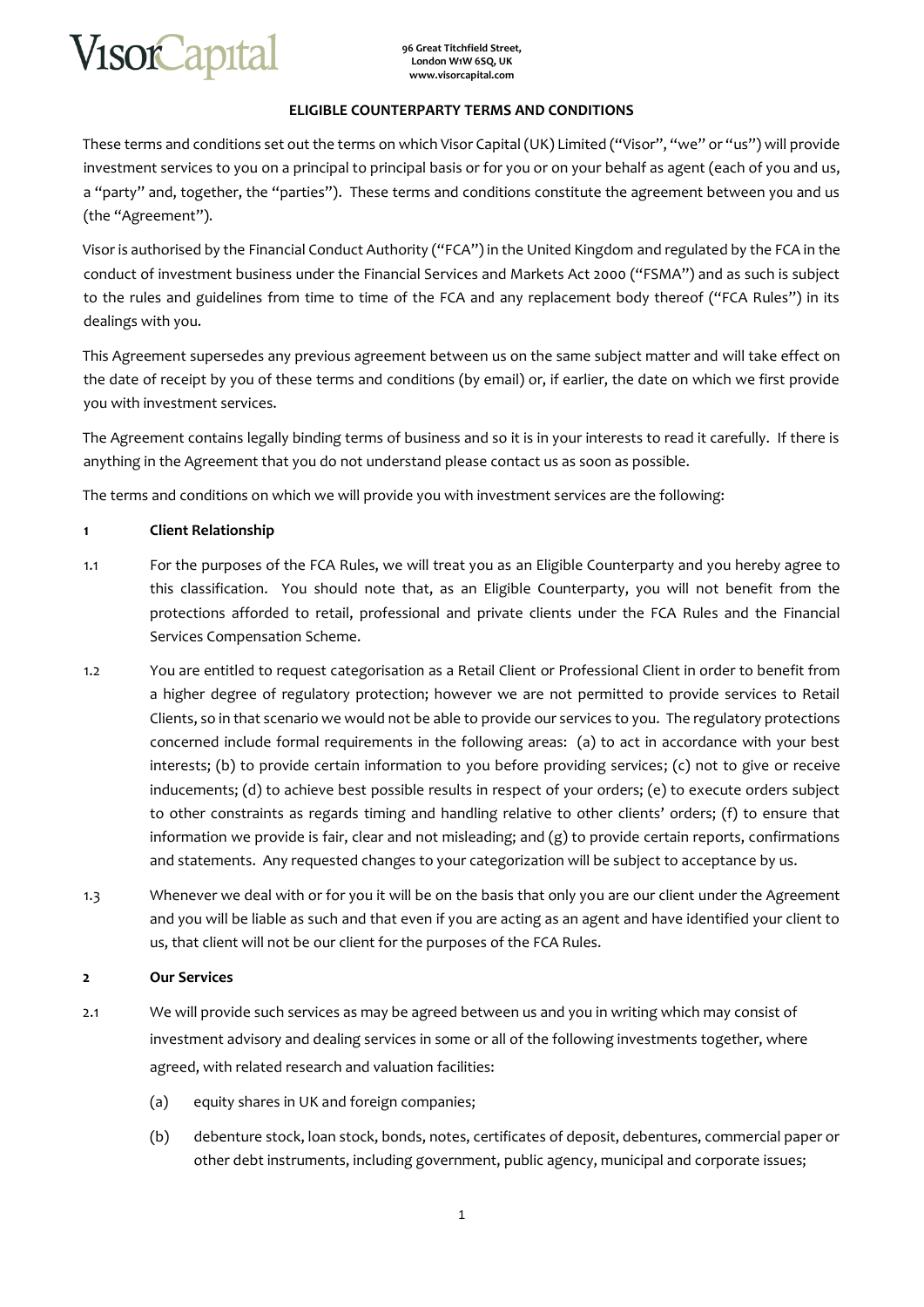VisorCapital

96 Great Titchfield Street,
London W1W 6SQ, UK
www.visorcapital.com

## ELIGIBLE COUNTERPARTY TERMS AND CONDITIONS

These terms and conditions set out the terms on which Visor Capital (UK) Limited ("Visor", "we" or "us") will provide investment services to you on a principal to principal basis or for you or on your behalf as agent (each of you and us, a "party" and, together, the "parties"). These terms and conditions constitute the agreement between you and us (the "Agreement").

Visor is authorised by the Financial Conduct Authority ("FCA") in the United Kingdom and regulated by the FCA in the conduct of investment business under the Financial Services and Markets Act 2000 ("FSMA") and as such is subject to the rules and guidelines from time to time of the FCA and any replacement body thereof ("FCA Rules") in its dealings with you.

This Agreement supersedes any previous agreement between us on the same subject matter and will take effect on the date of receipt by you of these terms and conditions (by email) or, if earlier, the date on which we first provide you with investment services.

The Agreement contains legally binding terms of business and so it is in your interests to read it carefully. If there is anything in the Agreement that you do not understand please contact us as soon as possible.

The terms and conditions on which we will provide you with investment services are the following:

**1 Client Relationship**

1.1 For the purposes of the FCA Rules, we will treat you as an Eligible Counterparty and you hereby agree to this classification. You should note that, as an Eligible Counterparty, you will not benefit from the protections afforded to retail, professional and private clients under the FCA Rules and the Financial Services Compensation Scheme.

1.2 You are entitled to request categorisation as a Retail Client or Professional Client in order to benefit from a higher degree of regulatory protection; however we are not permitted to provide services to Retail Clients, so in that scenario we would not be able to provide our services to you. The regulatory protections concerned include formal requirements in the following areas: (a) to act in accordance with your best interests; (b) to provide certain information to you before providing services; (c) not to give or receive inducements; (d) to achieve best possible results in respect of your orders; (e) to execute orders subject to other constraints as regards timing and handling relative to other clients' orders; (f) to ensure that information we provide is fair, clear and not misleading; and (g) to provide certain reports, confirmations and statements. Any requested changes to your categorization will be subject to acceptance by us.

1.3 Whenever we deal with or for you it will be on the basis that only you are our client under the Agreement and you will be liable as such and that even if you are acting as an agent and have identified your client to us, that client will not be our client for the purposes of the FCA Rules.

**2 Our Services**

2.1 We will provide such services as may be agreed between us and you in writing which may consist of investment advisory and dealing services in some or all of the following investments together, where agreed, with related research and valuation facilities:

(a) equity shares in UK and foreign companies;

(b) debenture stock, loan stock, bonds, notes, certificates of deposit, debentures, commercial paper or other debt instruments, including government, public agency, municipal and corporate issues;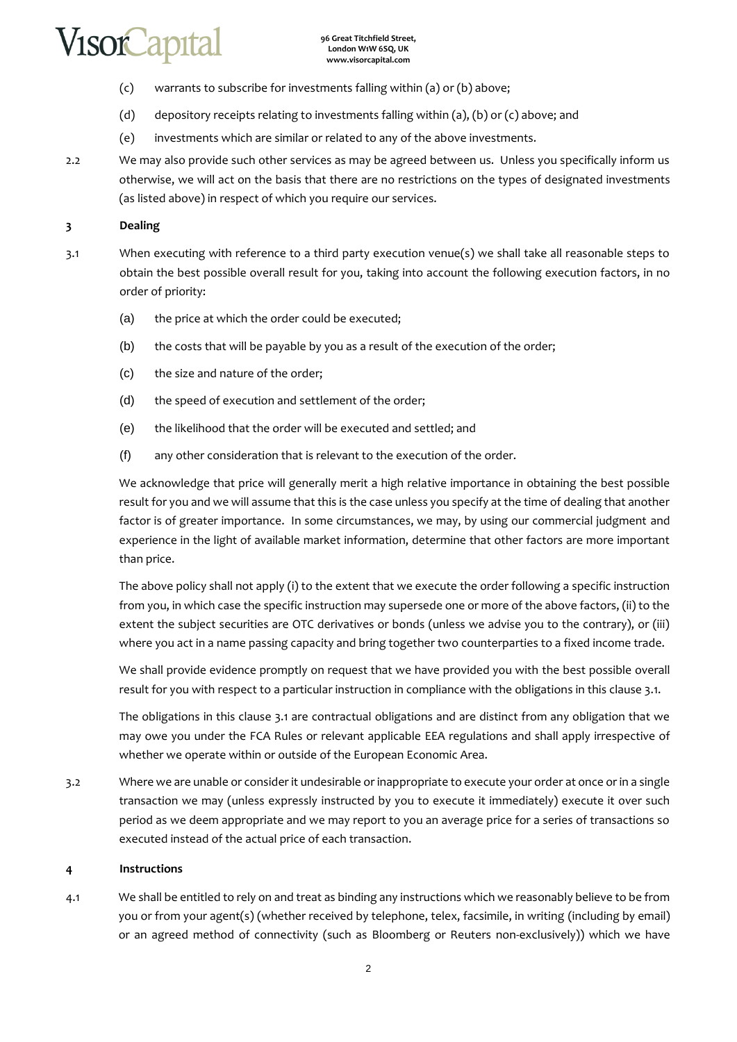(c) warrants to subscribe for investments falling within (a) or (b) above;

(d) depository receipts relating to investments falling within (a), (b) or (c) above; and

(e) investments which are similar or related to any of the above investments.

2.2 We may also provide such other services as may be agreed between us. Unless you specifically inform us otherwise, we will act on the basis that there are no restrictions on the types of designated investments (as listed above) in respect of which you require our services.

**3 Dealing**

3.1 When executing with reference to a third party execution venue(s) we shall take all reasonable steps to obtain the best possible overall result for you, taking into account the following execution factors, in no order of priority:

(a) the price at which the order could be executed;

(b) the costs that will be payable by you as a result of the execution of the order;

(c) the size and nature of the order;

(d) the speed of execution and settlement of the order;

(e) the likelihood that the order will be executed and settled; and

(f) any other consideration that is relevant to the execution of the order.

We acknowledge that price will generally merit a high relative importance in obtaining the best possible result for you and we will assume that this is the case unless you specify at the time of dealing that another factor is of greater importance. In some circumstances, we may, by using our commercial judgment and experience in the light of available market information, determine that other factors are more important than price.

The above policy shall not apply (i) to the extent that we execute the order following a specific instruction from you, in which case the specific instruction may supersede one or more of the above factors, (ii) to the extent the subject securities are OTC derivatives or bonds (unless we advise you to the contrary), or (iii) where you act in a name passing capacity and bring together two counterparties to a fixed income trade.

We shall provide evidence promptly on request that we have provided you with the best possible overall result for you with respect to a particular instruction in compliance with the obligations in this clause 3.1.

The obligations in this clause 3.1 are contractual obligations and are distinct from any obligation that we may owe you under the FCA Rules or relevant applicable EEA regulations and shall apply irrespective of whether we operate within or outside of the European Economic Area.

3.2 Where we are unable or consider it undesirable or inappropriate to execute your order at once or in a single transaction we may (unless expressly instructed by you to execute it immediately) execute it over such period as we deem appropriate and we may report to you an average price for a series of transactions so executed instead of the actual price of each transaction.

**4 Instructions**

4.1 We shall be entitled to rely on and treat as binding any instructions which we reasonably believe to be from you or from your agent(s) (whether received by telephone, telex, facsimile, in writing (including by email) or an agreed method of connectivity (such as Bloomberg or Reuters non-exclusively)) which we have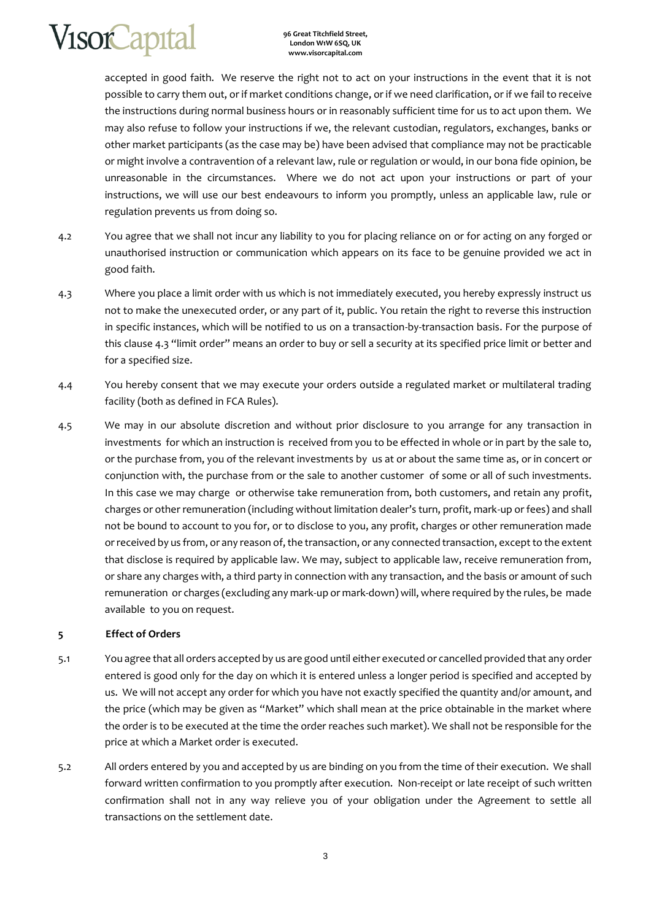accepted in good faith. We reserve the right not to act on your instructions in the event that it is not possible to carry them out, or if market conditions change, or if we need clarification, or if we fail to receive the instructions during normal business hours or in reasonably sufficient time for us to act upon them. We may also refuse to follow your instructions if we, the relevant custodian, regulators, exchanges, banks or other market participants (as the case may be) have been advised that compliance may not be practicable or might involve a contravention of a relevant law, rule or regulation or would, in our bona fide opinion, be unreasonable in the circumstances. Where we do not act upon your instructions or part of your instructions, we will use our best endeavours to inform you promptly, unless an applicable law, rule or regulation prevents us from doing so.

4.2 You agree that we shall not incur any liability to you for placing reliance on or for acting on any forged or unauthorised instruction or communication which appears on its face to be genuine provided we act in good faith.

4.3 Where you place a limit order with us which is not immediately executed, you hereby expressly instruct us not to make the unexecuted order, or any part of it, public. You retain the right to reverse this instruction in specific instances, which will be notified to us on a transaction-by-transaction basis. For the purpose of this clause 4.3 "limit order" means an order to buy or sell a security at its specified price limit or better and for a specified size.

4.4 You hereby consent that we may execute your orders outside a regulated market or multilateral trading facility (both as defined in FCA Rules).

4.5 We may in our absolute discretion and without prior disclosure to you arrange for any transaction in investments for which an instruction is received from you to be effected in whole or in part by the sale to, or the purchase from, you of the relevant investments by us at or about the same time as, or in concert or conjunction with, the purchase from or the sale to another customer of some or all of such investments. In this case we may charge or otherwise take remuneration from, both customers, and retain any profit, charges or other remuneration (including without limitation dealer's turn, profit, mark-up or fees) and shall not be bound to account to you for, or to disclose to you, any profit, charges or other remuneration made or received by us from, or any reason of, the transaction, or any connected transaction, except to the extent that disclose is required by applicable law. We may, subject to applicable law, receive remuneration from, or share any charges with, a third party in connection with any transaction, and the basis or amount of such remuneration or charges (excluding any mark-up or mark-down) will, where required by the rules, be made available to you on request.

## 5 Effect of Orders

5.1 You agree that all orders accepted by us are good until either executed or cancelled provided that any order entered is good only for the day on which it is entered unless a longer period is specified and accepted by us. We will not accept any order for which you have not exactly specified the quantity and/or amount, and the price (which may be given as "Market" which shall mean at the price obtainable in the market where the order is to be executed at the time the order reaches such market). We shall not be responsible for the price at which a Market order is executed.

5.2 All orders entered by you and accepted by us are binding on you from the time of their execution. We shall forward written confirmation to you promptly after execution. Non-receipt or late receipt of such written confirmation shall not in any way relieve you of your obligation under the Agreement to settle all transactions on the settlement date.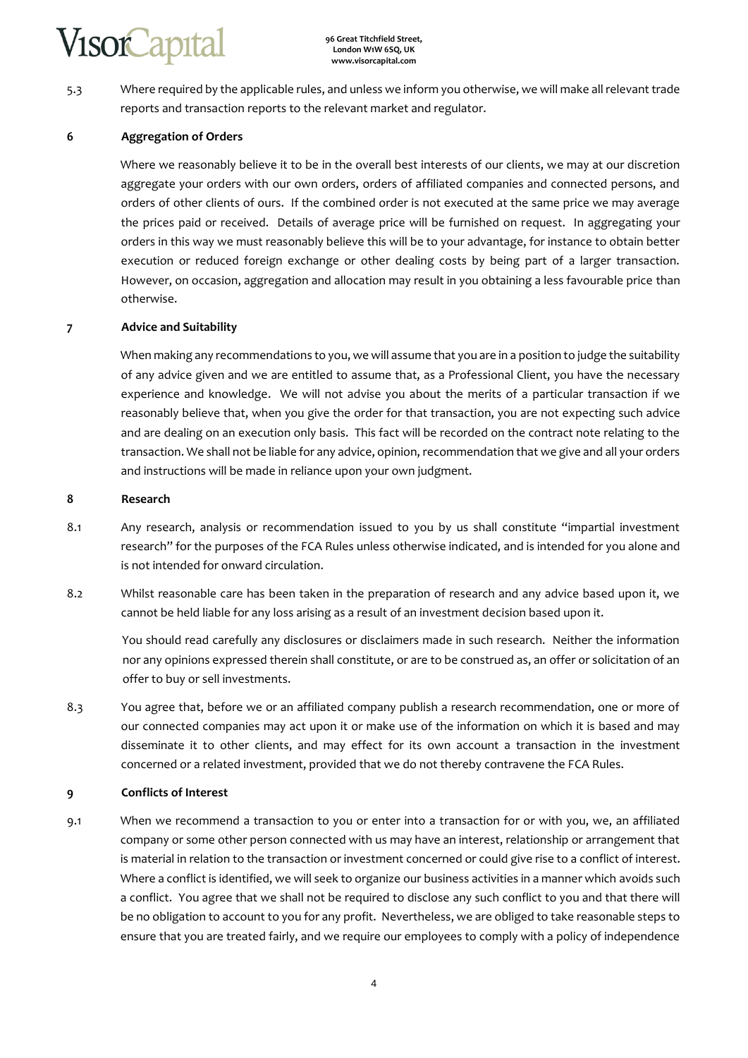5.3 Where required by the applicable rules, and unless we inform you otherwise, we will make all relevant trade reports and transaction reports to the relevant market and regulator.

## 6 Aggregation of Orders

Where we reasonably believe it to be in the overall best interests of our clients, we may at our discretion aggregate your orders with our own orders, orders of affiliated companies and connected persons, and orders of other clients of ours. If the combined order is not executed at the same price we may average the prices paid or received. Details of average price will be furnished on request. In aggregating your orders in this way we must reasonably believe this will be to your advantage, for instance to obtain better execution or reduced foreign exchange or other dealing costs by being part of a larger transaction. However, on occasion, aggregation and allocation may result in you obtaining a less favourable price than otherwise.

## 7 Advice and Suitability

When making any recommendations to you, we will assume that you are in a position to judge the suitability of any advice given and we are entitled to assume that, as a Professional Client, you have the necessary experience and knowledge. We will not advise you about the merits of a particular transaction if we reasonably believe that, when you give the order for that transaction, you are not expecting such advice and are dealing on an execution only basis. This fact will be recorded on the contract note relating to the transaction. We shall not be liable for any advice, opinion, recommendation that we give and all your orders and instructions will be made in reliance upon your own judgment.

## 8 Research

8.1 Any research, analysis or recommendation issued to you by us shall constitute "impartial investment research" for the purposes of the FCA Rules unless otherwise indicated, and is intended for you alone and is not intended for onward circulation.

8.2 Whilst reasonable care has been taken in the preparation of research and any advice based upon it, we cannot be held liable for any loss arising as a result of an investment decision based upon it.

You should read carefully any disclosures or disclaimers made in such research. Neither the information nor any opinions expressed therein shall constitute, or are to be construed as, an offer or solicitation of an offer to buy or sell investments.

8.3 You agree that, before we or an affiliated company publish a research recommendation, one or more of our connected companies may act upon it or make use of the information on which it is based and may disseminate it to other clients, and may effect for its own account a transaction in the investment concerned or a related investment, provided that we do not thereby contravene the FCA Rules.

## 9 Conflicts of Interest

9.1 When we recommend a transaction to you or enter into a transaction for or with you, we, an affiliated company or some other person connected with us may have an interest, relationship or arrangement that is material in relation to the transaction or investment concerned or could give rise to a conflict of interest. Where a conflict is identified, we will seek to organize our business activities in a manner which avoids such a conflict. You agree that we shall not be required to disclose any such conflict to you and that there will be no obligation to account to you for any profit. Nevertheless, we are obliged to take reasonable steps to ensure that you are treated fairly, and we require our employees to comply with a policy of independence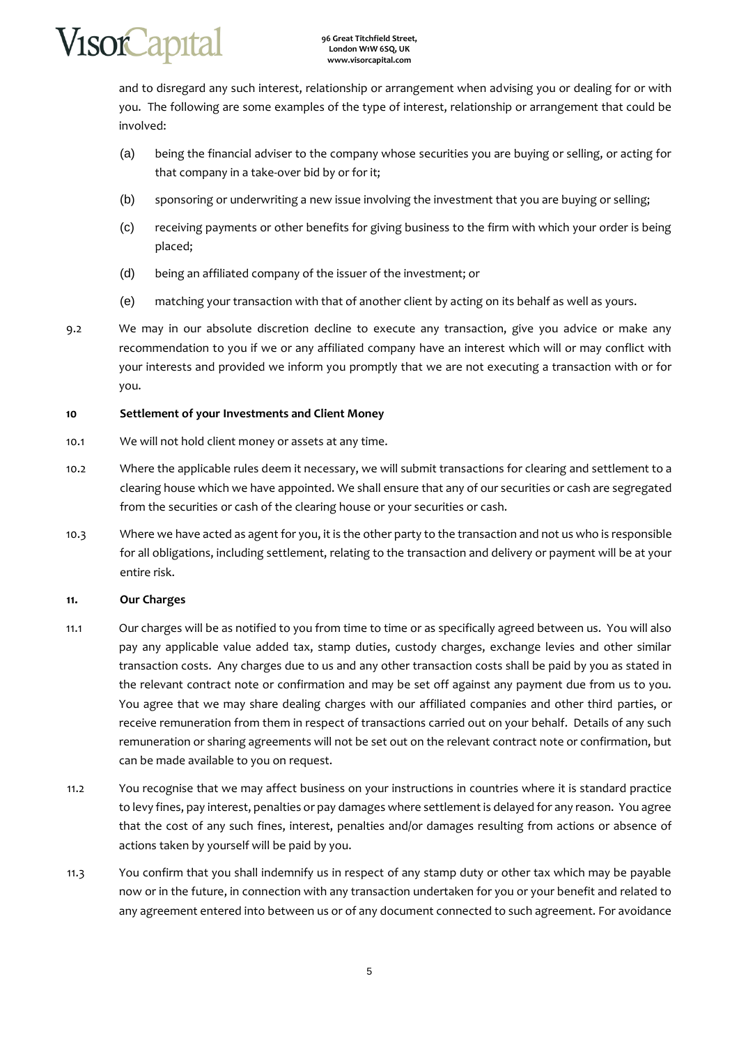and to disregard any such interest, relationship or arrangement when advising you or dealing for or with you. The following are some examples of the type of interest, relationship or arrangement that could be involved:

(a) being the financial adviser to the company whose securities you are buying or selling, or acting for that company in a take-over bid by or for it;

(b) sponsoring or underwriting a new issue involving the investment that you are buying or selling;

(c) receiving payments or other benefits for giving business to the firm with which your order is being placed;

(d) being an affiliated company of the issuer of the investment; or

(e) matching your transaction with that of another client by acting on its behalf as well as yours.

9.2 We may in our absolute discretion decline to execute any transaction, give you advice or make any recommendation to you if we or any affiliated company have an interest which will or may conflict with your interests and provided we inform you promptly that we are not executing a transaction with or for you.

**10 Settlement of your Investments and Client Money**

10.1 We will not hold client money or assets at any time.

10.2 Where the applicable rules deem it necessary, we will submit transactions for clearing and settlement to a clearing house which we have appointed. We shall ensure that any of our securities or cash are segregated from the securities or cash of the clearing house or your securities or cash.

10.3 Where we have acted as agent for you, it is the other party to the transaction and not us who is responsible for all obligations, including settlement, relating to the transaction and delivery or payment will be at your entire risk.

**11. Our Charges**

11.1 Our charges will be as notified to you from time to time or as specifically agreed between us. You will also pay any applicable value added tax, stamp duties, custody charges, exchange levies and other similar transaction costs. Any charges due to us and any other transaction costs shall be paid by you as stated in the relevant contract note or confirmation and may be set off against any payment due from us to you. You agree that we may share dealing charges with our affiliated companies and other third parties, or receive remuneration from them in respect of transactions carried out on your behalf. Details of any such remuneration or sharing agreements will not be set out on the relevant contract note or confirmation, but can be made available to you on request.

11.2 You recognise that we may affect business on your instructions in countries where it is standard practice to levy fines, pay interest, penalties or pay damages where settlement is delayed for any reason. You agree that the cost of any such fines, interest, penalties and/or damages resulting from actions or absence of actions taken by yourself will be paid by you.

11.3 You confirm that you shall indemnify us in respect of any stamp duty or other tax which may be payable now or in the future, in connection with any transaction undertaken for you or your benefit and related to any agreement entered into between us or of any document connected to such agreement. For avoidance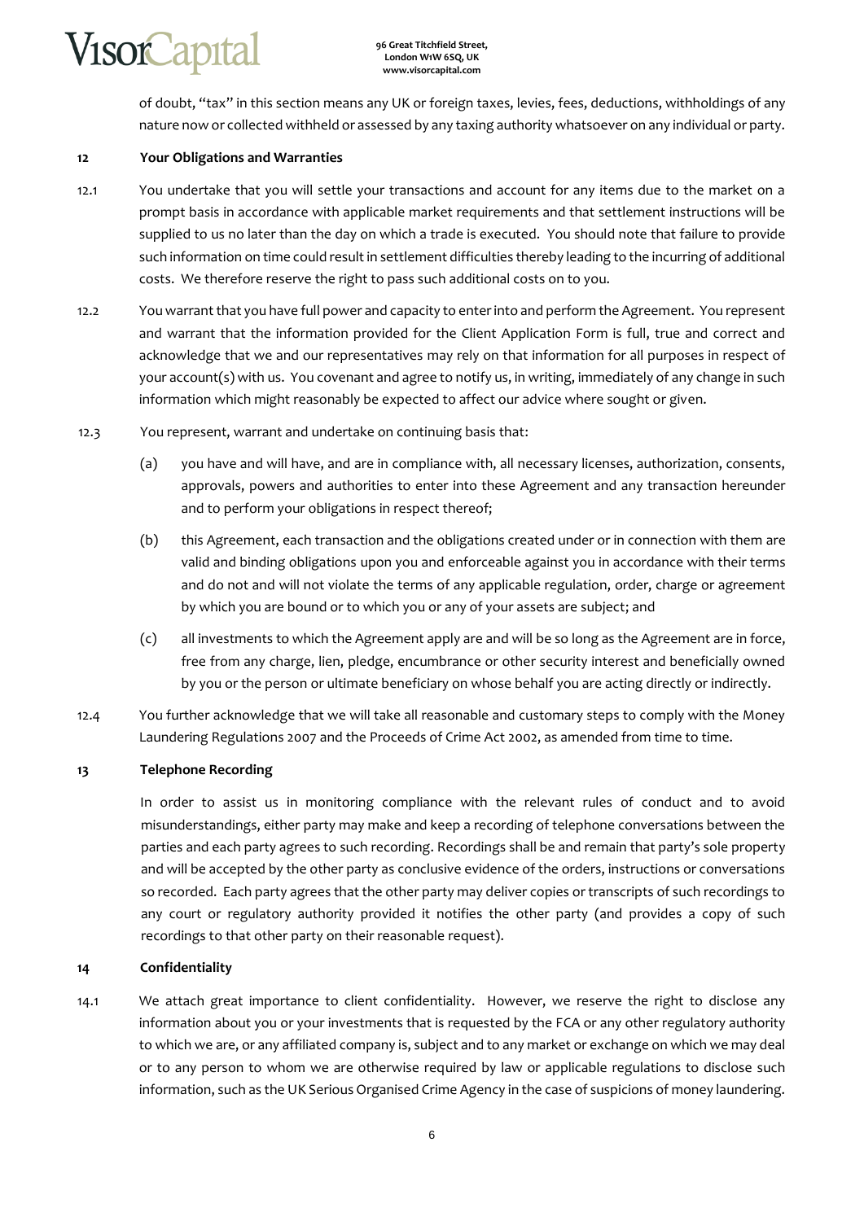of doubt, "tax" in this section means any UK or foreign taxes, levies, fees, deductions, withholdings of any nature now or collected withheld or assessed by any taxing authority whatsoever on any individual or party.

**12 Your Obligations and Warranties**

12.1 You undertake that you will settle your transactions and account for any items due to the market on a prompt basis in accordance with applicable market requirements and that settlement instructions will be supplied to us no later than the day on which a trade is executed. You should note that failure to provide such information on time could result in settlement difficulties thereby leading to the incurring of additional costs. We therefore reserve the right to pass such additional costs on to you.

12.2 You warrant that you have full power and capacity to enter into and perform the Agreement. You represent and warrant that the information provided for the Client Application Form is full, true and correct and acknowledge that we and our representatives may rely on that information for all purposes in respect of your account(s) with us. You covenant and agree to notify us, in writing, immediately of any change in such information which might reasonably be expected to affect our advice where sought or given.

12.3 You represent, warrant and undertake on continuing basis that:

(a) you have and will have, and are in compliance with, all necessary licenses, authorization, consents, approvals, powers and authorities to enter into these Agreement and any transaction hereunder and to perform your obligations in respect thereof;

(b) this Agreement, each transaction and the obligations created under or in connection with them are valid and binding obligations upon you and enforceable against you in accordance with their terms and do not and will not violate the terms of any applicable regulation, order, charge or agreement by which you are bound or to which you or any of your assets are subject; and

(c) all investments to which the Agreement apply are and will be so long as the Agreement are in force, free from any charge, lien, pledge, encumbrance or other security interest and beneficially owned by you or the person or ultimate beneficiary on whose behalf you are acting directly or indirectly.

12.4 You further acknowledge that we will take all reasonable and customary steps to comply with the Money Laundering Regulations 2007 and the Proceeds of Crime Act 2002, as amended from time to time.

**13 Telephone Recording**

In order to assist us in monitoring compliance with the relevant rules of conduct and to avoid misunderstandings, either party may make and keep a recording of telephone conversations between the parties and each party agrees to such recording. Recordings shall be and remain that party's sole property and will be accepted by the other party as conclusive evidence of the orders, instructions or conversations so recorded. Each party agrees that the other party may deliver copies or transcripts of such recordings to any court or regulatory authority provided it notifies the other party (and provides a copy of such recordings to that other party on their reasonable request).

**14 Confidentiality**

14.1 We attach great importance to client confidentiality. However, we reserve the right to disclose any information about you or your investments that is requested by the FCA or any other regulatory authority to which we are, or any affiliated company is, subject and to any market or exchange on which we may deal or to any person to whom we are otherwise required by law or applicable regulations to disclose such information, such as the UK Serious Organised Crime Agency in the case of suspicions of money laundering.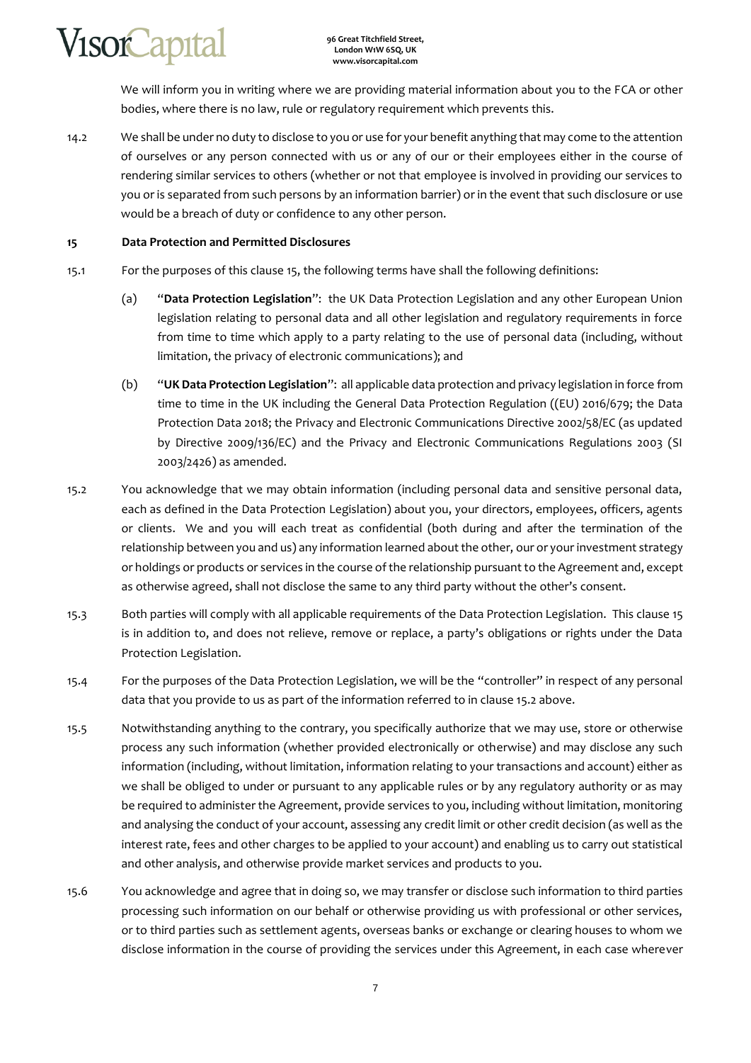We will inform you in writing where we are providing material information about you to the FCA or other bodies, where there is no law, rule or regulatory requirement which prevents this.

14.2 We shall be under no duty to disclose to you or use for your benefit anything that may come to the attention of ourselves or any person connected with us or any of our or their employees either in the course of rendering similar services to others (whether or not that employee is involved in providing our services to you or is separated from such persons by an information barrier) or in the event that such disclosure or use would be a breach of duty or confidence to any other person.

**15 Data Protection and Permitted Disclosures**

15.1 For the purposes of this clause 15, the following terms have shall the following definitions:

(a) "**Data Protection Legislation**": the UK Data Protection Legislation and any other European Union legislation relating to personal data and all other legislation and regulatory requirements in force from time to time which apply to a party relating to the use of personal data (including, without limitation, the privacy of electronic communications); and

(b) "**UK Data Protection Legislation**": all applicable data protection and privacy legislation in force from time to time in the UK including the General Data Protection Regulation ((EU) 2016/679; the Data Protection Data 2018; the Privacy and Electronic Communications Directive 2002/58/EC (as updated by Directive 2009/136/EC) and the Privacy and Electronic Communications Regulations 2003 (SI 2003/2426) as amended.

15.2 You acknowledge that we may obtain information (including personal data and sensitive personal data, each as defined in the Data Protection Legislation) about you, your directors, employees, officers, agents or clients. We and you will each treat as confidential (both during and after the termination of the relationship between you and us) any information learned about the other, our or your investment strategy or holdings or products or services in the course of the relationship pursuant to the Agreement and, except as otherwise agreed, shall not disclose the same to any third party without the other's consent.

15.3 Both parties will comply with all applicable requirements of the Data Protection Legislation. This clause 15 is in addition to, and does not relieve, remove or replace, a party's obligations or rights under the Data Protection Legislation.

15.4 For the purposes of the Data Protection Legislation, we will be the "controller" in respect of any personal data that you provide to us as part of the information referred to in clause 15.2 above.

15.5 Notwithstanding anything to the contrary, you specifically authorize that we may use, store or otherwise process any such information (whether provided electronically or otherwise) and may disclose any such information (including, without limitation, information relating to your transactions and account) either as we shall be obliged to under or pursuant to any applicable rules or by any regulatory authority or as may be required to administer the Agreement, provide services to you, including without limitation, monitoring and analysing the conduct of your account, assessing any credit limit or other credit decision (as well as the interest rate, fees and other charges to be applied to your account) and enabling us to carry out statistical and other analysis, and otherwise provide market services and products to you.

15.6 You acknowledge and agree that in doing so, we may transfer or disclose such information to third parties processing such information on our behalf or otherwise providing us with professional or other services, or to third parties such as settlement agents, overseas banks or exchange or clearing houses to whom we disclose information in the course of providing the services under this Agreement, in each case wherever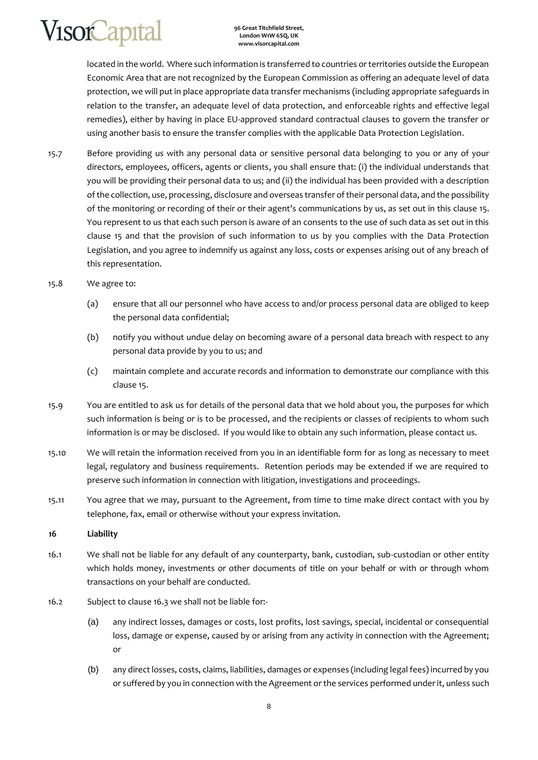located in the world. Where such information is transferred to countries or territories outside the European Economic Area that are not recognized by the European Commission as offering an adequate level of data protection, we will put in place appropriate data transfer mechanisms (including appropriate safeguards in relation to the transfer, an adequate level of data protection, and enforceable rights and effective legal remedies), either by having in place EU-approved standard contractual clauses to govern the transfer or using another basis to ensure the transfer complies with the applicable Data Protection Legislation.

15.7 Before providing us with any personal data or sensitive personal data belonging to you or any of your directors, employees, officers, agents or clients, you shall ensure that: (i) the individual understands that you will be providing their personal data to us; and (ii) the individual has been provided with a description of the collection, use, processing, disclosure and overseas transfer of their personal data, and the possibility of the monitoring or recording of their or their agent's communications by us, as set out in this clause 15. You represent to us that each such person is aware of an consents to the use of such data as set out in this clause 15 and that the provision of such information to us by you complies with the Data Protection Legislation, and you agree to indemnify us against any loss, costs or expenses arising out of any breach of this representation.

15.8 We agree to:

(a) ensure that all our personnel who have access to and/or process personal data are obliged to keep the personal data confidential;

(b) notify you without undue delay on becoming aware of a personal data breach with respect to any personal data provide by you to us; and

(c) maintain complete and accurate records and information to demonstrate our compliance with this clause 15.

15.9 You are entitled to ask us for details of the personal data that we hold about you, the purposes for which such information is being or is to be processed, and the recipients or classes of recipients to whom such information is or may be disclosed. If you would like to obtain any such information, please contact us.

15.10 We will retain the information received from you in an identifiable form for as long as necessary to meet legal, regulatory and business requirements. Retention periods may be extended if we are required to preserve such information in connection with litigation, investigations and proceedings.

15.11 You agree that we may, pursuant to the Agreement, from time to time make direct contact with you by telephone, fax, email or otherwise without your express invitation.

**16 Liability**

16.1 We shall not be liable for any default of any counterparty, bank, custodian, sub-custodian or other entity which holds money, investments or other documents of title on your behalf or with or through whom transactions on your behalf are conducted.

16.2 Subject to clause 16.3 we shall not be liable for:-

(a) any indirect losses, damages or costs, lost profits, lost savings, special, incidental or consequential loss, damage or expense, caused by or arising from any activity in connection with the Agreement; or

(b) any direct losses, costs, claims, liabilities, damages or expenses (including legal fees) incurred by you or suffered by you in connection with the Agreement or the services performed under it, unless such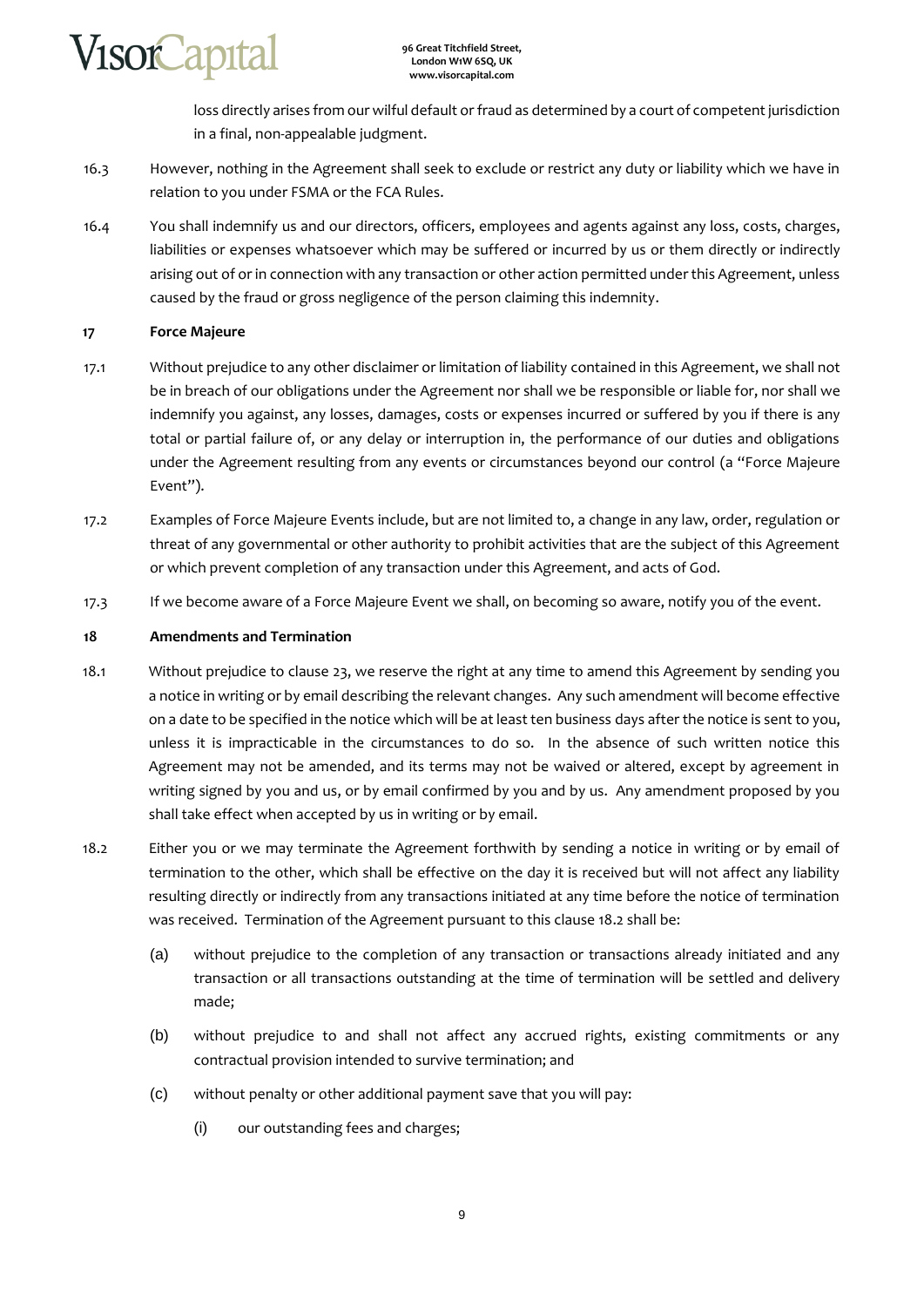loss directly arises from our wilful default or fraud as determined by a court of competent jurisdiction in a final, non-appealable judgment.

16.3 However, nothing in the Agreement shall seek to exclude or restrict any duty or liability which we have in relation to you under FSMA or the FCA Rules.

16.4 You shall indemnify us and our directors, officers, employees and agents against any loss, costs, charges, liabilities or expenses whatsoever which may be suffered or incurred by us or them directly or indirectly arising out of or in connection with any transaction or other action permitted under this Agreement, unless caused by the fraud or gross negligence of the person claiming this indemnity.

**17 Force Majeure**

17.1 Without prejudice to any other disclaimer or limitation of liability contained in this Agreement, we shall not be in breach of our obligations under the Agreement nor shall we be responsible or liable for, nor shall we indemnify you against, any losses, damages, costs or expenses incurred or suffered by you if there is any total or partial failure of, or any delay or interruption in, the performance of our duties and obligations under the Agreement resulting from any events or circumstances beyond our control (a "Force Majeure Event").

17.2 Examples of Force Majeure Events include, but are not limited to, a change in any law, order, regulation or threat of any governmental or other authority to prohibit activities that are the subject of this Agreement or which prevent completion of any transaction under this Agreement, and acts of God.

17.3 If we become aware of a Force Majeure Event we shall, on becoming so aware, notify you of the event.

**18 Amendments and Termination**

18.1 Without prejudice to clause 23, we reserve the right at any time to amend this Agreement by sending you a notice in writing or by email describing the relevant changes. Any such amendment will become effective on a date to be specified in the notice which will be at least ten business days after the notice is sent to you, unless it is impracticable in the circumstances to do so. In the absence of such written notice this Agreement may not be amended, and its terms may not be waived or altered, except by agreement in writing signed by you and us, or by email confirmed by you and by us. Any amendment proposed by you shall take effect when accepted by us in writing or by email.

18.2 Either you or we may terminate the Agreement forthwith by sending a notice in writing or by email of termination to the other, which shall be effective on the day it is received but will not affect any liability resulting directly or indirectly from any transactions initiated at any time before the notice of termination was received. Termination of the Agreement pursuant to this clause 18.2 shall be:

(a) without prejudice to the completion of any transaction or transactions already initiated and any transaction or all transactions outstanding at the time of termination will be settled and delivery made;

(b) without prejudice to and shall not affect any accrued rights, existing commitments or any contractual provision intended to survive termination; and

(c) without penalty or other additional payment save that you will pay:

(i) our outstanding fees and charges;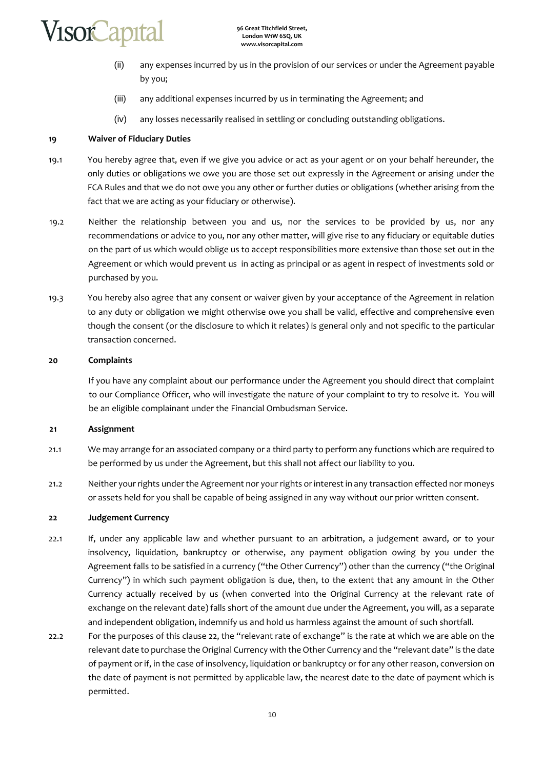(ii) any expenses incurred by us in the provision of our services or under the Agreement payable by you;

(iii) any additional expenses incurred by us in terminating the Agreement; and

(iv) any losses necessarily realised in settling or concluding outstanding obligations.

**19 Waiver of Fiduciary Duties**

19.1 You hereby agree that, even if we give you advice or act as your agent or on your behalf hereunder, the only duties or obligations we owe you are those set out expressly in the Agreement or arising under the FCA Rules and that we do not owe you any other or further duties or obligations (whether arising from the fact that we are acting as your fiduciary or otherwise).

19.2 Neither the relationship between you and us, nor the services to be provided by us, nor any recommendations or advice to you, nor any other matter, will give rise to any fiduciary or equitable duties on the part of us which would oblige us to accept responsibilities more extensive than those set out in the Agreement or which would prevent us in acting as principal or as agent in respect of investments sold or purchased by you.

19.3 You hereby also agree that any consent or waiver given by your acceptance of the Agreement in relation to any duty or obligation we might otherwise owe you shall be valid, effective and comprehensive even though the consent (or the disclosure to which it relates) is general only and not specific to the particular transaction concerned.

**20 Complaints**

If you have any complaint about our performance under the Agreement you should direct that complaint to our Compliance Officer, who will investigate the nature of your complaint to try to resolve it. You will be an eligible complainant under the Financial Ombudsman Service.

**21 Assignment**

21.1 We may arrange for an associated company or a third party to perform any functions which are required to be performed by us under the Agreement, but this shall not affect our liability to you.

21.2 Neither your rights under the Agreement nor your rights or interest in any transaction effected nor moneys or assets held for you shall be capable of being assigned in any way without our prior written consent.

**22 Judgement Currency**

22.1 If, under any applicable law and whether pursuant to an arbitration, a judgement award, or to your insolvency, liquidation, bankruptcy or otherwise, any payment obligation owing by you under the Agreement falls to be satisfied in a currency ("the Other Currency") other than the currency ("the Original Currency") in which such payment obligation is due, then, to the extent that any amount in the Other Currency actually received by us (when converted into the Original Currency at the relevant rate of exchange on the relevant date) falls short of the amount due under the Agreement, you will, as a separate and independent obligation, indemnify us and hold us harmless against the amount of such shortfall.

22.2 For the purposes of this clause 22, the "relevant rate of exchange" is the rate at which we are able on the relevant date to purchase the Original Currency with the Other Currency and the "relevant date" is the date of payment or if, in the case of insolvency, liquidation or bankruptcy or for any other reason, conversion on the date of payment is not permitted by applicable law, the nearest date to the date of payment which is permitted.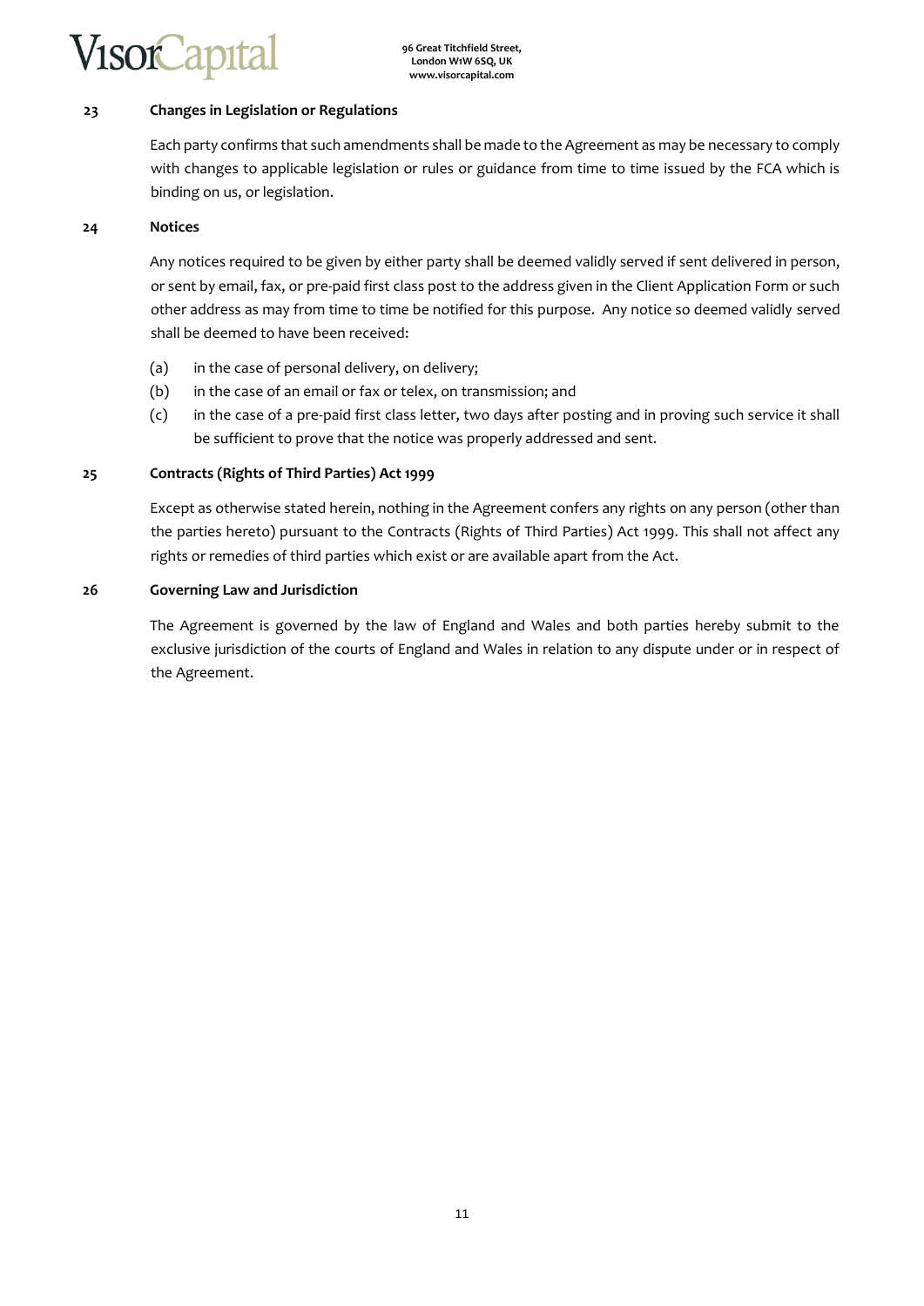## 23 Changes in Legislation or Regulations

Each party confirms that such amendments shall be made to the Agreement as may be necessary to comply with changes to applicable legislation or rules or guidance from time to time issued by the FCA which is binding on us, or legislation.

## 24 Notices

Any notices required to be given by either party shall be deemed validly served if sent delivered in person, or sent by email, fax, or pre-paid first class post to the address given in the Client Application Form or such other address as may from time to time be notified for this purpose. Any notice so deemed validly served shall be deemed to have been received:

(a) in the case of personal delivery, on delivery;

(b) in the case of an email or fax or telex, on transmission; and

(c) in the case of a pre-paid first class letter, two days after posting and in proving such service it shall be sufficient to prove that the notice was properly addressed and sent.

## 25 Contracts (Rights of Third Parties) Act 1999

Except as otherwise stated herein, nothing in the Agreement confers any rights on any person (other than the parties hereto) pursuant to the Contracts (Rights of Third Parties) Act 1999. This shall not affect any rights or remedies of third parties which exist or are available apart from the Act.

## 26 Governing Law and Jurisdiction

The Agreement is governed by the law of England and Wales and both parties hereby submit to the exclusive jurisdiction of the courts of England and Wales in relation to any dispute under or in respect of the Agreement.